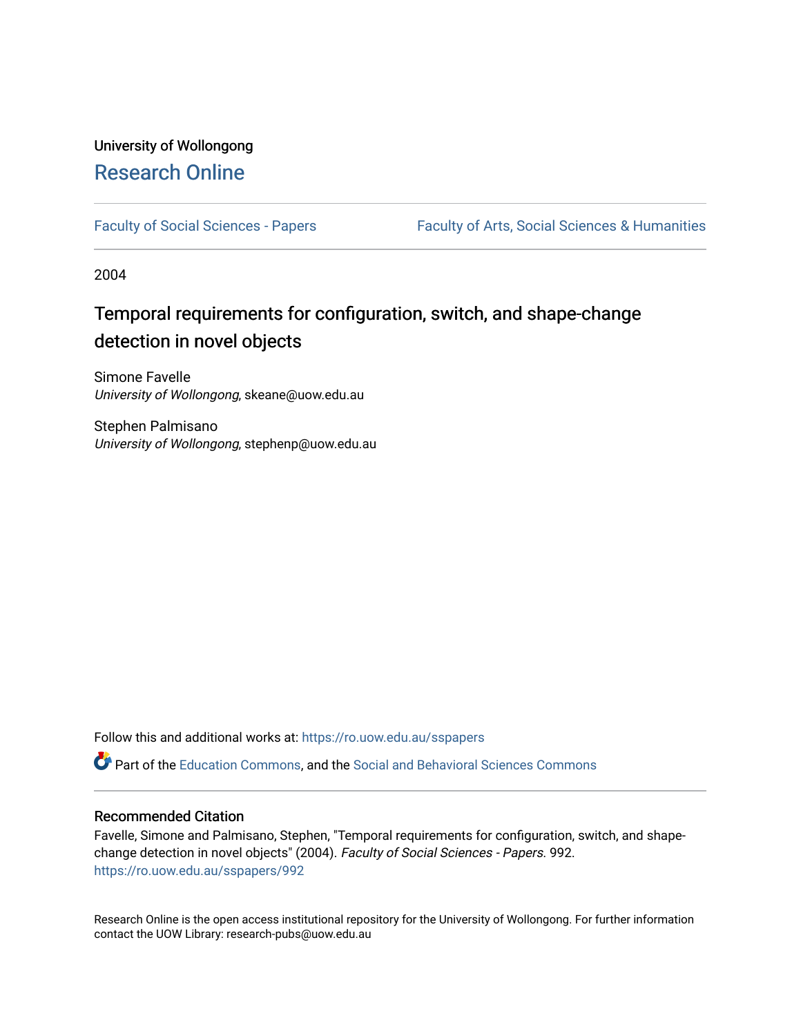University of Wollongong

# Research Online

Faculty of Social Sciences - Papers | Faculty of Arts, Social Sciences & Humanities

2004

## Temporal requirements for configuration, switch, and shape-change detection in novel objects

Simone Favelle
*University of Wollongong*, skeane@uow.edu.au

Stephen Palmisano
*University of Wollongong*, stephenp@uow.edu.au

Follow this and additional works at: https://ro.uow.edu.au/sspapers

Part of the Education Commons, and the Social and Behavioral Sciences Commons

### Recommended Citation

Favelle, Simone and Palmisano, Stephen, "Temporal requirements for configuration, switch, and shape-change detection in novel objects" (2004). *Faculty of Social Sciences - Papers*. 992.
https://ro.uow.edu.au/sspapers/992

Research Online is the open access institutional repository for the University of Wollongong. For further information contact the UOW Library: research-pubs@uow.edu.au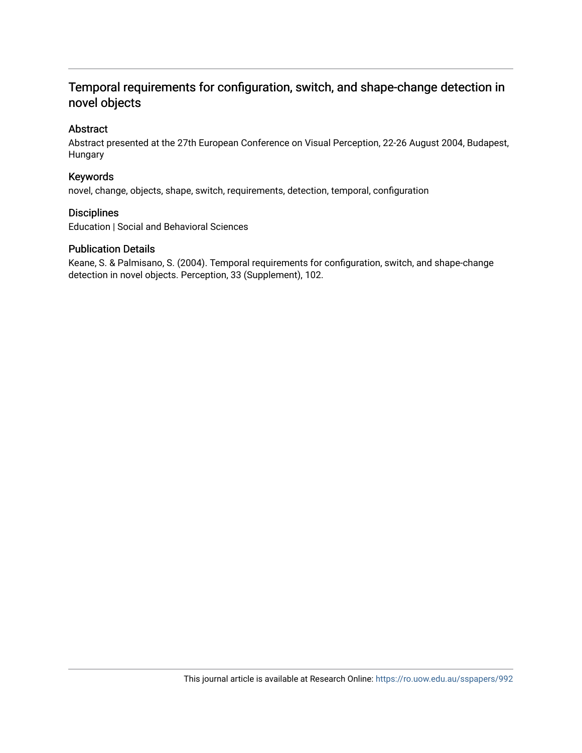# Temporal requirements for configuration, switch, and shape-change detection in novel objects

## Abstract

Abstract presented at the 27th European Conference on Visual Perception, 22-26 August 2004, Budapest, Hungary

## Keywords

novel, change, objects, shape, switch, requirements, detection, temporal, configuration

## Disciplines

Education | Social and Behavioral Sciences

## Publication Details

Keane, S. & Palmisano, S. (2004). Temporal requirements for configuration, switch, and shape-change detection in novel objects. Perception, 33 (Supplement), 102.

This journal article is available at Research Online: https://ro.uow.edu.au/sspapers/992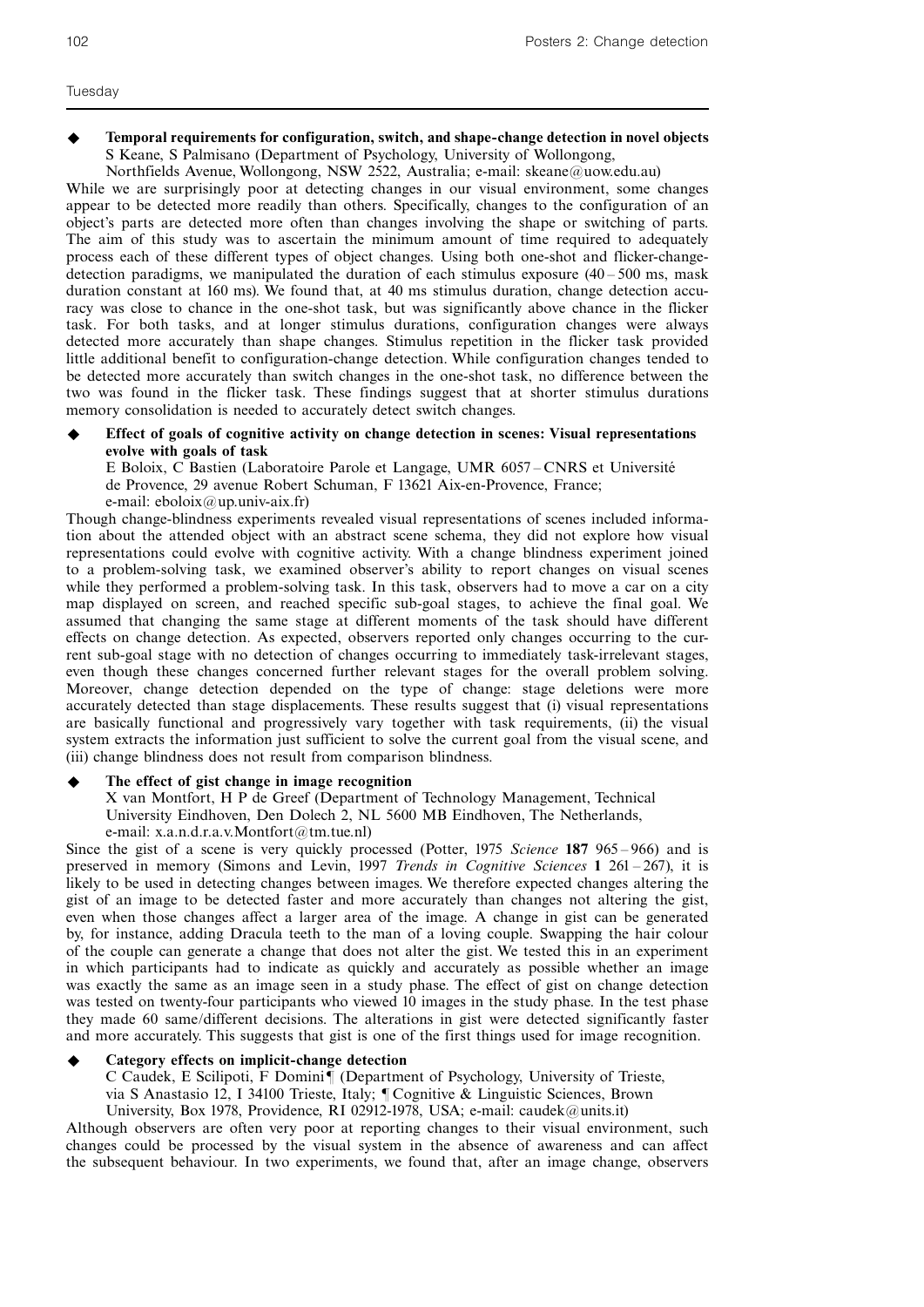◆ **Temporal requirements for configuration, switch, and shape-change detection in novel objects**
S Keane, S Palmisano (Department of Psychology, University of Wollongong, Northfields Avenue, Wollongong, NSW 2522, Australia; e-mail: skeane@uow.edu.au)

While we are surprisingly poor at detecting changes in our visual environment, some changes appear to be detected more readily than others. Specifically, changes to the configuration of an object's parts are detected more often than changes involving the shape or switching of parts. The aim of this study was to ascertain the minimum amount of time required to adequately process each of these different types of object changes. Using both one-shot and flicker-change-detection paradigms, we manipulated the duration of each stimulus exposure (40 – 500 ms, mask duration constant at 160 ms). We found that, at 40 ms stimulus duration, change detection accuracy was close to chance in the one-shot task, but was significantly above chance in the flicker task. For both tasks, and at longer stimulus durations, configuration changes were always detected more accurately than shape changes. Stimulus repetition in the flicker task provided little additional benefit to configuration-change detection. While configuration changes tended to be detected more accurately than switch changes in the one-shot task, no difference between the two was found in the flicker task. These findings suggest that at shorter stimulus durations memory consolidation is needed to accurately detect switch changes.

◆ **Effect of goals of cognitive activity on change detection in scenes: Visual representations evolve with goals of task**
E Boloix, C Bastien (Laboratoire Parole et Langage, UMR 6057 – CNRS et Université de Provence, 29 avenue Robert Schuman, F 13621 Aix-en-Provence, France; e-mail: eboloix@up.univ-aix.fr)

Though change-blindness experiments revealed visual representations of scenes included information about the attended object with an abstract scene schema, they did not explore how visual representations could evolve with cognitive activity. With a change blindness experiment joined to a problem-solving task, we examined observer's ability to report changes on visual scenes while they performed a problem-solving task. In this task, observers had to move a car on a city map displayed on screen, and reached specific sub-goal stages, to achieve the final goal. We assumed that changing the same stage at different moments of the task should have different effects on change detection. As expected, observers reported only changes occurring to the current sub-goal stage with no detection of changes occurring to immediately task-irrelevant stages, even though these changes concerned further relevant stages for the overall problem solving. Moreover, change detection depended on the type of change: stage deletions were more accurately detected than stage displacements. These results suggest that (i) visual representations are basically functional and progressively vary together with task requirements, (ii) the visual system extracts the information just sufficient to solve the current goal from the visual scene, and (iii) change blindness does not result from comparison blindness.

◆ **The effect of gist change in image recognition**
X van Montfort, H P de Greef (Department of Technology Management, Technical University Eindhoven, Den Dolech 2, NL 5600 MB Eindhoven, The Netherlands, e-mail: x.a.n.d.r.a.v.Montfort@tm.tue.nl)

Since the gist of a scene is very quickly processed (Potter, 1975 *Science* **187** 965 – 966) and is preserved in memory (Simons and Levin, 1997 *Trends in Cognitive Sciences* **1** 261 – 267), it is likely to be used in detecting changes between images. We therefore expected changes altering the gist of an image to be detected faster and more accurately than changes not altering the gist, even when those changes affect a larger area of the image. A change in gist can be generated by, for instance, adding Dracula teeth to the man of a loving couple. Swapping the hair colour of the couple can generate a change that does not alter the gist. We tested this in an experiment in which participants had to indicate as quickly and accurately as possible whether an image was exactly the same as an image seen in a study phase. The effect of gist on change detection was tested on twenty-four participants who viewed 10 images in the study phase. In the test phase they made 60 same/different decisions. The alterations in gist were detected significantly faster and more accurately. This suggests that gist is one of the first things used for image recognition.

◆ **Category effects on implicit-change detection**
C Caudek, E Scilipoti, F Domini¶ (Department of Psychology, University of Trieste, via S Anastasio 12, I 34100 Trieste, Italy; ¶ Cognitive & Linguistic Sciences, Brown University, Box 1978, Providence, RI 02912-1978, USA; e-mail: caudek@units.it)

Although observers are often very poor at reporting changes to their visual environment, such changes could be processed by the visual system in the absence of awareness and can affect the subsequent behaviour. In two experiments, we found that, after an image change, observers